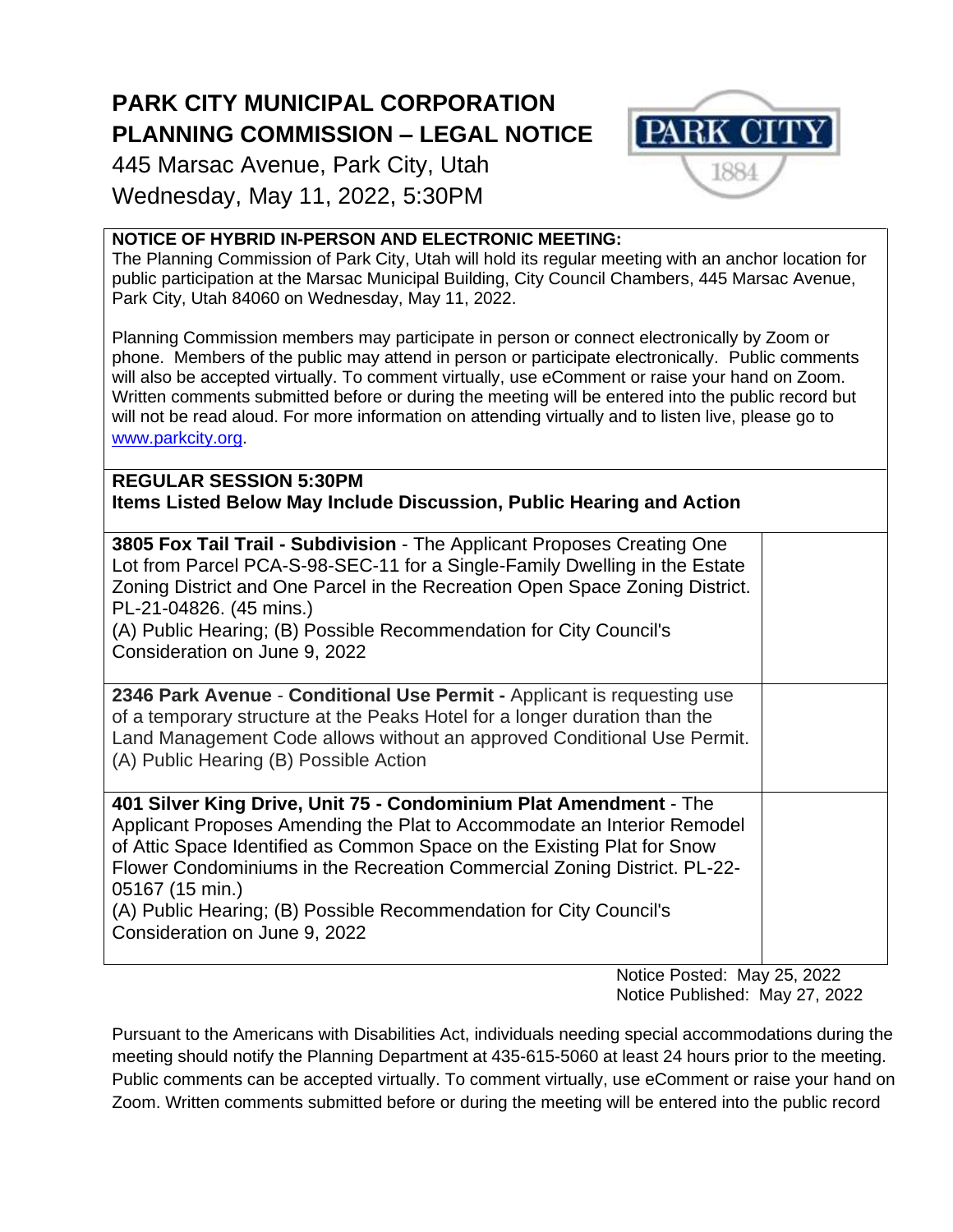# PARK CITY MUNICIPAL CORPORATION
# PLANNING COMMISSION – LEGAL NOTICE

445 Marsac Avenue, Park City, Utah
Wednesday, May 11, 2022, 5:30PM

**NOTICE OF HYBRID IN-PERSON AND ELECTRONIC MEETING:**
The Planning Commission of Park City, Utah will hold its regular meeting with an anchor location for public participation at the Marsac Municipal Building, City Council Chambers, 445 Marsac Avenue, Park City, Utah 84060 on Wednesday, May 11, 2022.

Planning Commission members may participate in person or connect electronically by Zoom or phone. Members of the public may attend in person or participate electronically. Public comments will also be accepted virtually. To comment virtually, use eComment or raise your hand on Zoom. Written comments submitted before or during the meeting will be entered into the public record but will not be read aloud. For more information on attending virtually and to listen live, please go to www.parkcity.org.

**REGULAR SESSION 5:30PM**
**Items Listed Below May Include Discussion, Public Hearing and Action**

| | |
|---|---|
| **3805 Fox Tail Trail - Subdivision** - The Applicant Proposes Creating One Lot from Parcel PCA-S-98-SEC-11 for a Single-Family Dwelling in the Estate Zoning District and One Parcel in the Recreation Open Space Zoning District. PL-21-04826. (45 mins.)<br>(A) Public Hearing; (B) Possible Recommendation for City Council's Consideration on June 9, 2022 | |
| **2346 Park Avenue** - **Conditional Use Permit -** Applicant is requesting use of a temporary structure at the Peaks Hotel for a longer duration than the Land Management Code allows without an approved Conditional Use Permit.<br>(A) Public Hearing (B) Possible Action | |
| **401 Silver King Drive, Unit 75 - Condominium Plat Amendment** - The Applicant Proposes Amending the Plat to Accommodate an Interior Remodel of Attic Space Identified as Common Space on the Existing Plat for Snow Flower Condominiums in the Recreation Commercial Zoning District. PL-22-05167 (15 min.)<br>(A) Public Hearing; (B) Possible Recommendation for City Council's Consideration on June 9, 2022 | |

Notice Posted: May 25, 2022
Notice Published: May 27, 2022

Pursuant to the Americans with Disabilities Act, individuals needing special accommodations during the meeting should notify the Planning Department at 435-615-5060 at least 24 hours prior to the meeting. Public comments can be accepted virtually. To comment virtually, use eComment or raise your hand on Zoom. Written comments submitted before or during the meeting will be entered into the public record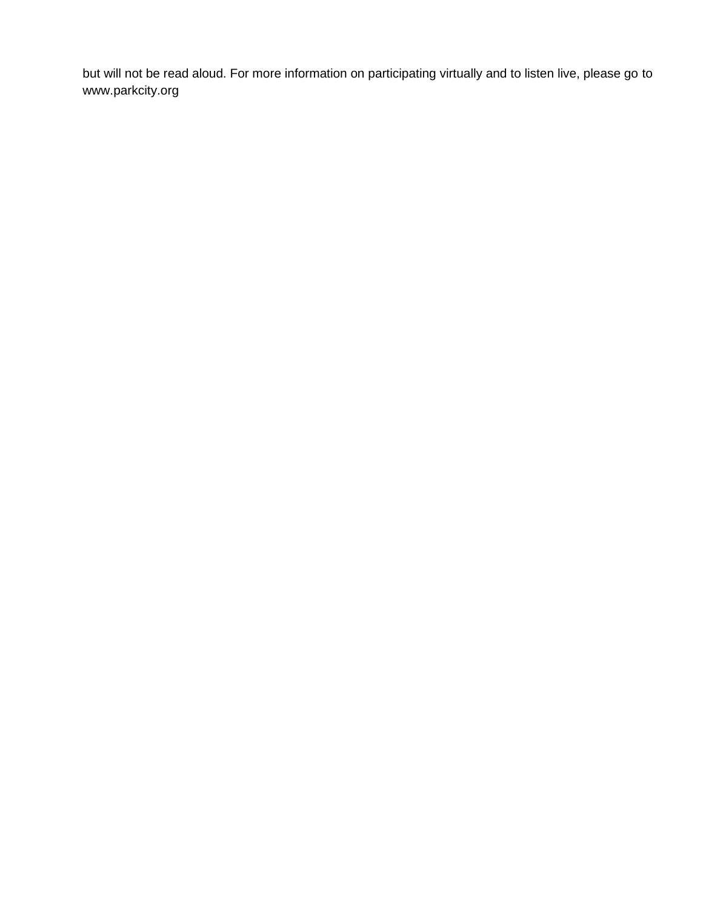but will not be read aloud. For more information on participating virtually and to listen live, please go to www.parkcity.org